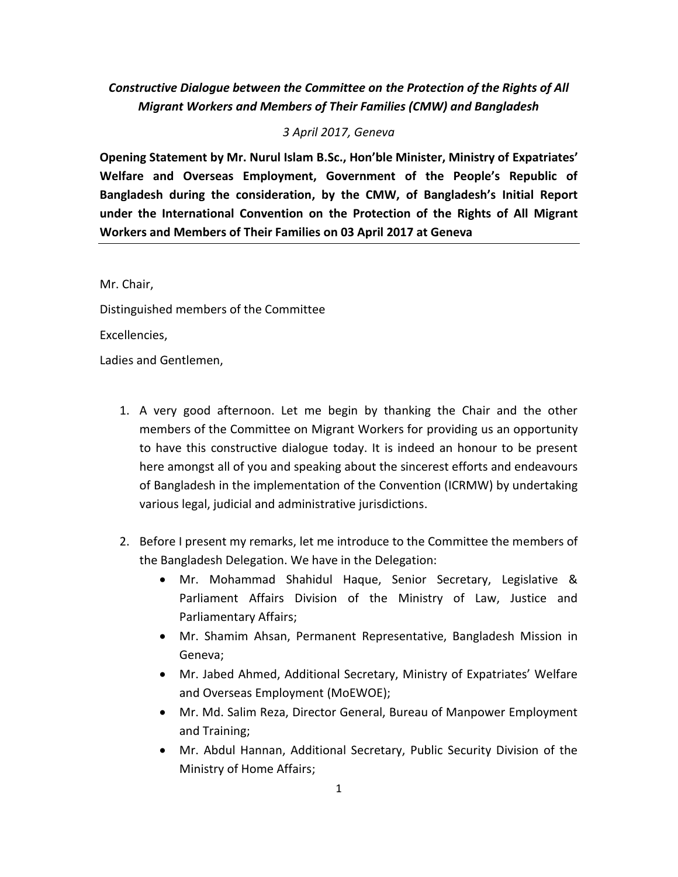*Constructive Dialogue between the Committee on the Protection of the Rights of All Migrant Workers and Members of Their Families (CMW) and Bangladesh*

*3 April 2017, Geneva*

**Opening Statement by Mr. Nurul Islam B.Sc., Hon'ble Minister, Ministry of Expatriates' Welfare and Overseas Employment, Government of the People's Republic of Bangladesh during the consideration, by the CMW, of Bangladesh's Initial Report under the International Convention on the Protection of the Rights of All Migrant Workers and Members of Their Families on 03 April 2017 at Geneva**

---

Mr. Chair,

Distinguished members of the Committee

Excellencies,

Ladies and Gentlemen,

1. A very good afternoon. Let me begin by thanking the Chair and the other members of the Committee on Migrant Workers for providing us an opportunity to have this constructive dialogue today. It is indeed an honour to be present here amongst all of you and speaking about the sincerest efforts and endeavours of Bangladesh in the implementation of the Convention (ICRMW) by undertaking various legal, judicial and administrative jurisdictions.

2. Before I present my remarks, let me introduce to the Committee the members of the Bangladesh Delegation. We have in the Delegation:
    - Mr. Mohammad Shahidul Haque, Senior Secretary, Legislative & Parliament Affairs Division of the Ministry of Law, Justice and Parliamentary Affairs;
    - Mr. Shamim Ahsan, Permanent Representative, Bangladesh Mission in Geneva;
    - Mr. Jabed Ahmed, Additional Secretary, Ministry of Expatriates' Welfare and Overseas Employment (MoEWOE);
    - Mr. Md. Salim Reza, Director General, Bureau of Manpower Employment and Training;
    - Mr. Abdul Hannan, Additional Secretary, Public Security Division of the Ministry of Home Affairs;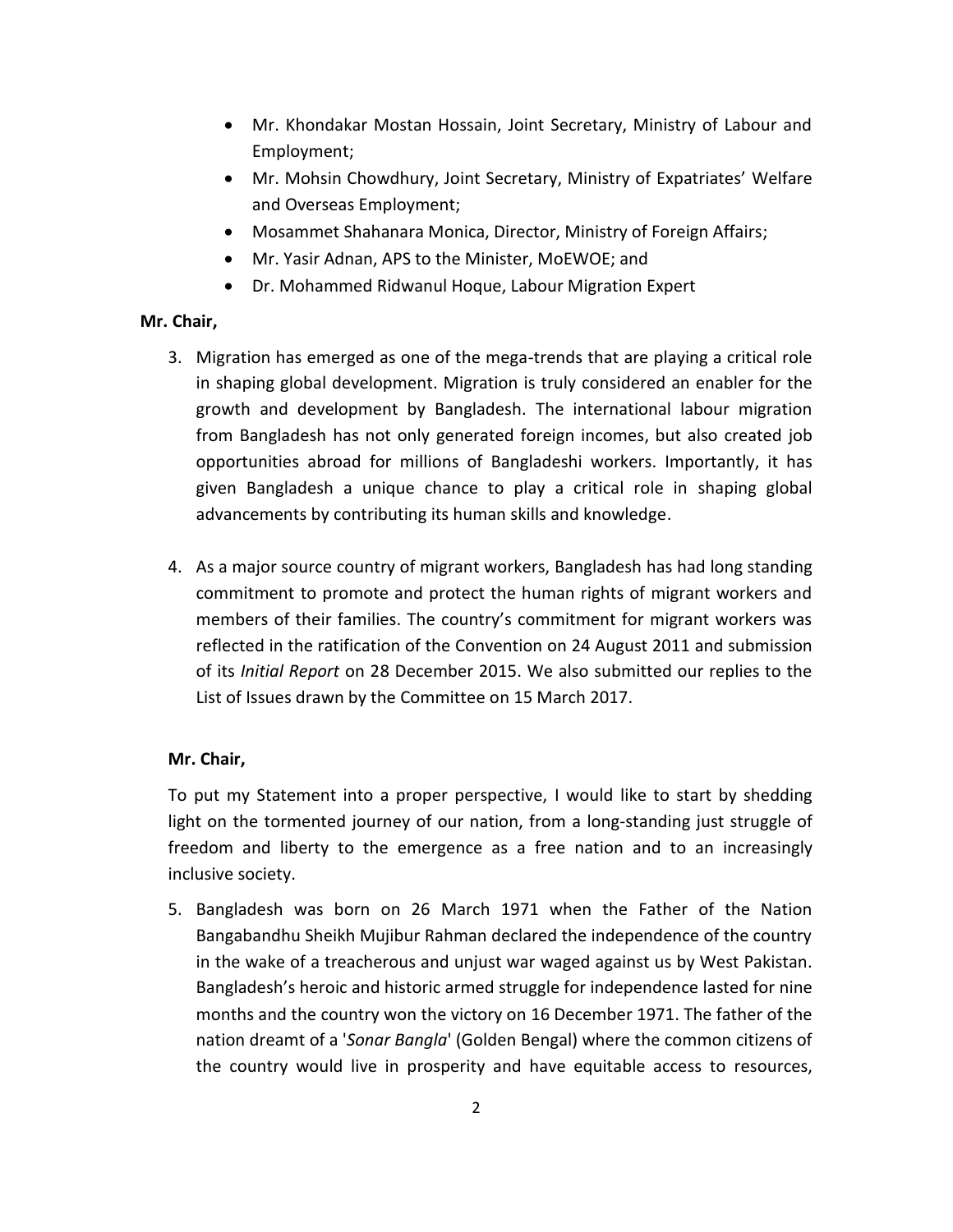- Mr. Khondakar Mostan Hossain, Joint Secretary, Ministry of Labour and Employment;
- Mr. Mohsin Chowdhury, Joint Secretary, Ministry of Expatriates' Welfare and Overseas Employment;
- Mosammet Shahanara Monica, Director, Ministry of Foreign Affairs;
- Mr. Yasir Adnan, APS to the Minister, MoEWOE; and
- Dr. Mohammed Ridwanul Hoque, Labour Migration Expert

**Mr. Chair,**

3. Migration has emerged as one of the mega-trends that are playing a critical role in shaping global development. Migration is truly considered an enabler for the growth and development by Bangladesh. The international labour migration from Bangladesh has not only generated foreign incomes, but also created job opportunities abroad for millions of Bangladeshi workers. Importantly, it has given Bangladesh a unique chance to play a critical role in shaping global advancements by contributing its human skills and knowledge.

4. As a major source country of migrant workers, Bangladesh has had long standing commitment to promote and protect the human rights of migrant workers and members of their families. The country's commitment for migrant workers was reflected in the ratification of the Convention on 24 August 2011 and submission of its *Initial Report* on 28 December 2015. We also submitted our replies to the List of Issues drawn by the Committee on 15 March 2017.

**Mr. Chair,**

To put my Statement into a proper perspective, I would like to start by shedding light on the tormented journey of our nation, from a long-standing just struggle of freedom and liberty to the emergence as a free nation and to an increasingly inclusive society.

5. Bangladesh was born on 26 March 1971 when the Father of the Nation Bangabandhu Sheikh Mujibur Rahman declared the independence of the country in the wake of a treacherous and unjust war waged against us by West Pakistan. Bangladesh's heroic and historic armed struggle for independence lasted for nine months and the country won the victory on 16 December 1971. The father of the nation dreamt of a '*Sonar Bangla*' (Golden Bengal) where the common citizens of the country would live in prosperity and have equitable access to resources,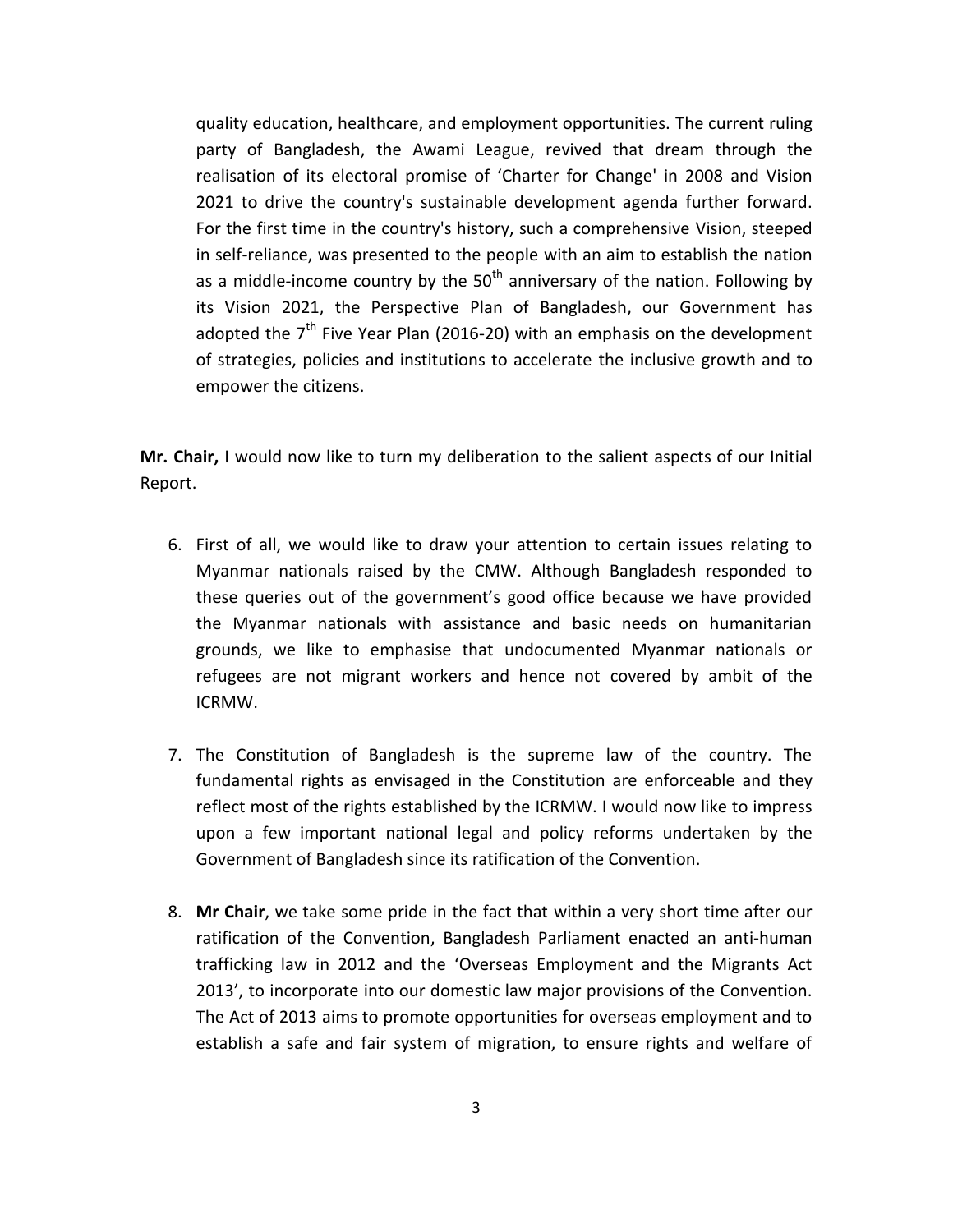quality education, healthcare, and employment opportunities. The current ruling party of Bangladesh, the Awami League, revived that dream through the realisation of its electoral promise of 'Charter for Change' in 2008 and Vision 2021 to drive the country's sustainable development agenda further forward. For the first time in the country's history, such a comprehensive Vision, steeped in self-reliance, was presented to the people with an aim to establish the nation as a middle-income country by the 50th anniversary of the nation. Following by its Vision 2021, the Perspective Plan of Bangladesh, our Government has adopted the 7th Five Year Plan (2016-20) with an emphasis on the development of strategies, policies and institutions to accelerate the inclusive growth and to empower the citizens.

**Mr. Chair,** I would now like to turn my deliberation to the salient aspects of our Initial Report.

6. First of all, we would like to draw your attention to certain issues relating to Myanmar nationals raised by the CMW. Although Bangladesh responded to these queries out of the government's good office because we have provided the Myanmar nationals with assistance and basic needs on humanitarian grounds, we like to emphasise that undocumented Myanmar nationals or refugees are not migrant workers and hence not covered by ambit of the ICRMW.

7. The Constitution of Bangladesh is the supreme law of the country. The fundamental rights as envisaged in the Constitution are enforceable and they reflect most of the rights established by the ICRMW. I would now like to impress upon a few important national legal and policy reforms undertaken by the Government of Bangladesh since its ratification of the Convention.

8. **Mr Chair**, we take some pride in the fact that within a very short time after our ratification of the Convention, Bangladesh Parliament enacted an anti-human trafficking law in 2012 and the 'Overseas Employment and the Migrants Act 2013', to incorporate into our domestic law major provisions of the Convention. The Act of 2013 aims to promote opportunities for overseas employment and to establish a safe and fair system of migration, to ensure rights and welfare of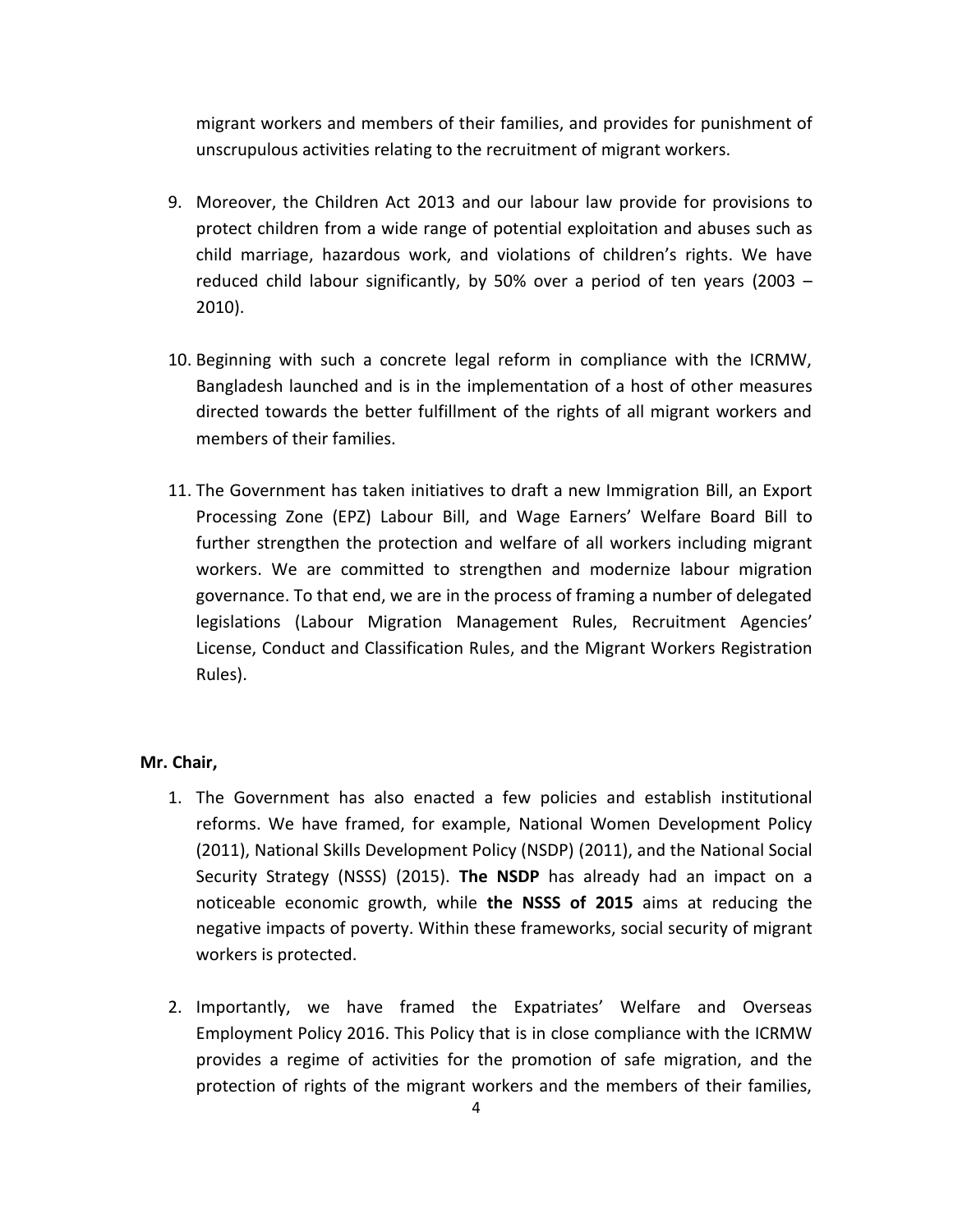migrant workers and members of their families, and provides for punishment of unscrupulous activities relating to the recruitment of migrant workers.

9. Moreover, the Children Act 2013 and our labour law provide for provisions to protect children from a wide range of potential exploitation and abuses such as child marriage, hazardous work, and violations of children's rights. We have reduced child labour significantly, by 50% over a period of ten years (2003 – 2010).

10. Beginning with such a concrete legal reform in compliance with the ICRMW, Bangladesh launched and is in the implementation of a host of other measures directed towards the better fulfillment of the rights of all migrant workers and members of their families.

11. The Government has taken initiatives to draft a new Immigration Bill, an Export Processing Zone (EPZ) Labour Bill, and Wage Earners' Welfare Board Bill to further strengthen the protection and welfare of all workers including migrant workers. We are committed to strengthen and modernize labour migration governance. To that end, we are in the process of framing a number of delegated legislations (Labour Migration Management Rules, Recruitment Agencies' License, Conduct and Classification Rules, and the Migrant Workers Registration Rules).

**Mr. Chair,**

1. The Government has also enacted a few policies and establish institutional reforms. We have framed, for example, National Women Development Policy (2011), National Skills Development Policy (NSDP) (2011), and the National Social Security Strategy (NSSS) (2015). **The NSDP** has already had an impact on a noticeable economic growth, while **the NSSS of 2015** aims at reducing the negative impacts of poverty. Within these frameworks, social security of migrant workers is protected.

2. Importantly, we have framed the Expatriates' Welfare and Overseas Employment Policy 2016. This Policy that is in close compliance with the ICRMW provides a regime of activities for the promotion of safe migration, and the protection of rights of the migrant workers and the members of their families,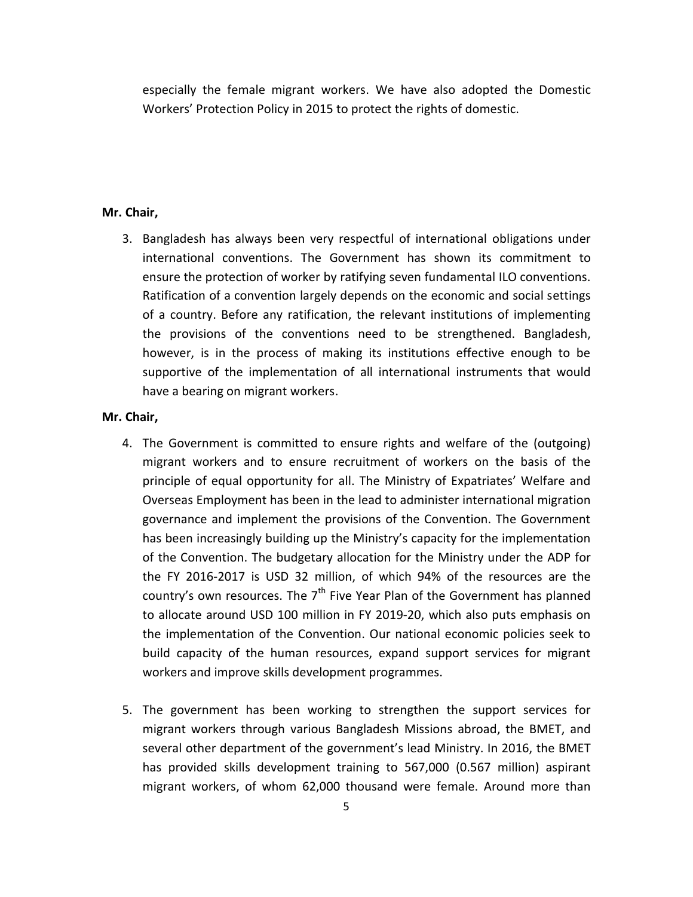especially the female migrant workers. We have also adopted the Domestic Workers' Protection Policy in 2015 to protect the rights of domestic.

**Mr. Chair,**

3. Bangladesh has always been very respectful of international obligations under international conventions. The Government has shown its commitment to ensure the protection of worker by ratifying seven fundamental ILO conventions. Ratification of a convention largely depends on the economic and social settings of a country. Before any ratification, the relevant institutions of implementing the provisions of the conventions need to be strengthened. Bangladesh, however, is in the process of making its institutions effective enough to be supportive of the implementation of all international instruments that would have a bearing on migrant workers.

**Mr. Chair,**

4. The Government is committed to ensure rights and welfare of the (outgoing) migrant workers and to ensure recruitment of workers on the basis of the principle of equal opportunity for all. The Ministry of Expatriates' Welfare and Overseas Employment has been in the lead to administer international migration governance and implement the provisions of the Convention. The Government has been increasingly building up the Ministry's capacity for the implementation of the Convention. The budgetary allocation for the Ministry under the ADP for the FY 2016-2017 is USD 32 million, of which 94% of the resources are the country's own resources. The 7th Five Year Plan of the Government has planned to allocate around USD 100 million in FY 2019-20, which also puts emphasis on the implementation of the Convention. Our national economic policies seek to build capacity of the human resources, expand support services for migrant workers and improve skills development programmes.

5. The government has been working to strengthen the support services for migrant workers through various Bangladesh Missions abroad, the BMET, and several other department of the government's lead Ministry. In 2016, the BMET has provided skills development training to 567,000 (0.567 million) aspirant migrant workers, of whom 62,000 thousand were female. Around more than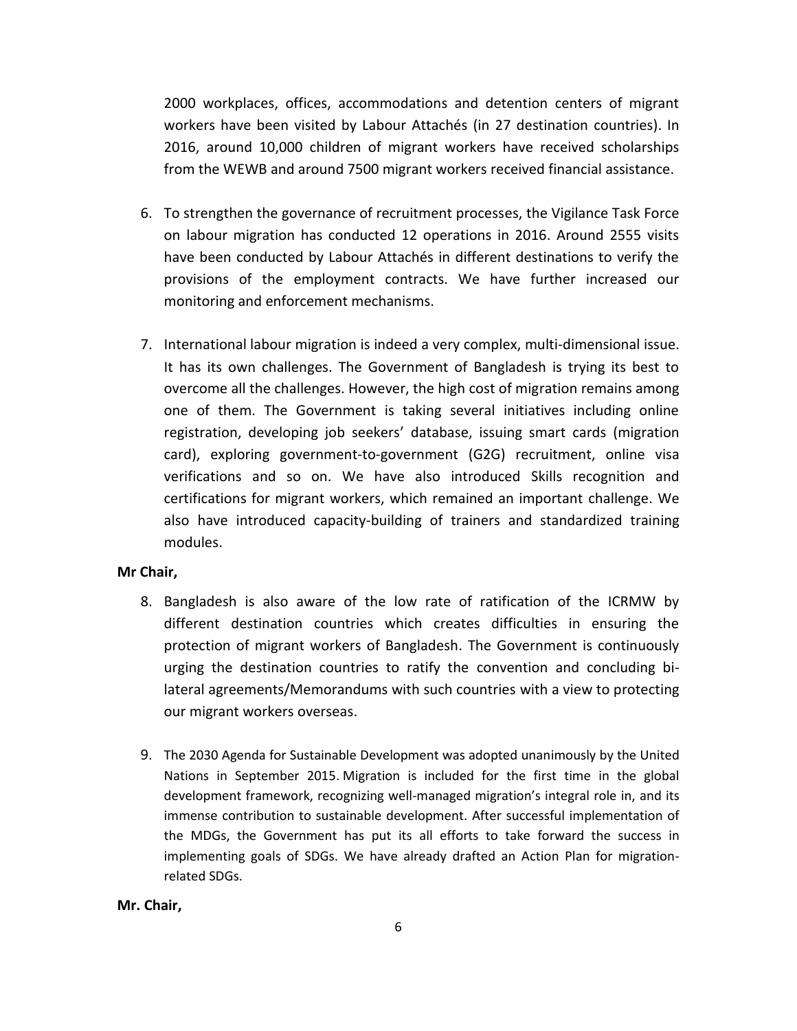2000 workplaces, offices, accommodations and detention centers of migrant workers have been visited by Labour Attachés (in 27 destination countries). In 2016, around 10,000 children of migrant workers have received scholarships from the WEWB and around 7500 migrant workers received financial assistance.

6. To strengthen the governance of recruitment processes, the Vigilance Task Force on labour migration has conducted 12 operations in 2016. Around 2555 visits have been conducted by Labour Attachés in different destinations to verify the provisions of the employment contracts. We have further increased our monitoring and enforcement mechanisms.

7. International labour migration is indeed a very complex, multi-dimensional issue. It has its own challenges. The Government of Bangladesh is trying its best to overcome all the challenges. However, the high cost of migration remains among one of them. The Government is taking several initiatives including online registration, developing job seekers' database, issuing smart cards (migration card), exploring government-to-government (G2G) recruitment, online visa verifications and so on. We have also introduced Skills recognition and certifications for migrant workers, which remained an important challenge. We also have introduced capacity-building of trainers and standardized training modules.

**Mr Chair,**

8. Bangladesh is also aware of the low rate of ratification of the ICRMW by different destination countries which creates difficulties in ensuring the protection of migrant workers of Bangladesh. The Government is continuously urging the destination countries to ratify the convention and concluding bi-lateral agreements/Memorandums with such countries with a view to protecting our migrant workers overseas.

9. The 2030 Agenda for Sustainable Development was adopted unanimously by the United Nations in September 2015. Migration is included for the first time in the global development framework, recognizing well-managed migration's integral role in, and its immense contribution to sustainable development. After successful implementation of the MDGs, the Government has put its all efforts to take forward the success in implementing goals of SDGs. We have already drafted an Action Plan for migration-related SDGs.

**Mr. Chair,**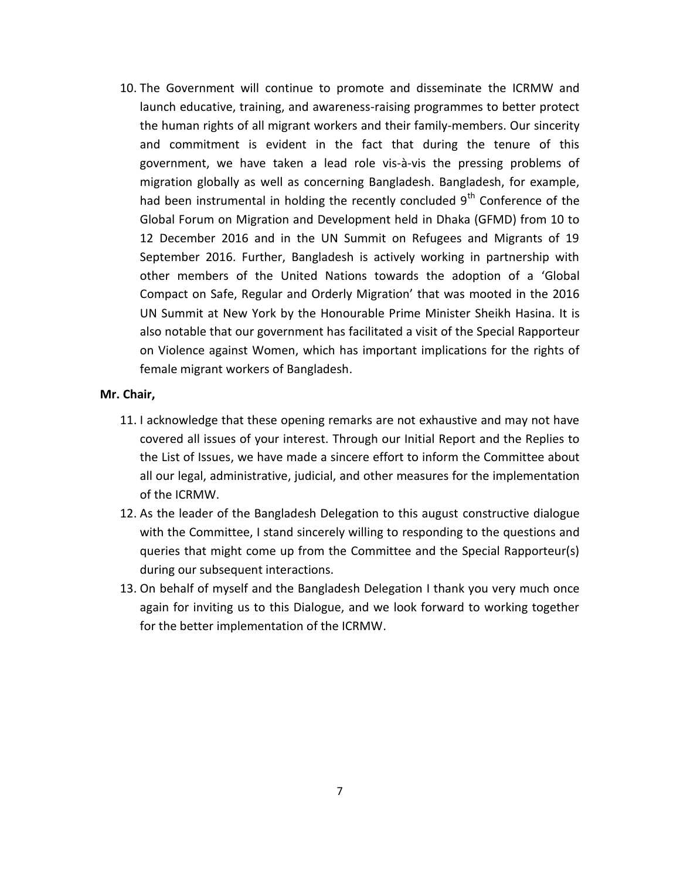10. The Government will continue to promote and disseminate the ICRMW and launch educative, training, and awareness-raising programmes to better protect the human rights of all migrant workers and their family-members. Our sincerity and commitment is evident in the fact that during the tenure of this government, we have taken a lead role vis-à-vis the pressing problems of migration globally as well as concerning Bangladesh. Bangladesh, for example, had been instrumental in holding the recently concluded 9th Conference of the Global Forum on Migration and Development held in Dhaka (GFMD) from 10 to 12 December 2016 and in the UN Summit on Refugees and Migrants of 19 September 2016. Further, Bangladesh is actively working in partnership with other members of the United Nations towards the adoption of a 'Global Compact on Safe, Regular and Orderly Migration' that was mooted in the 2016 UN Summit at New York by the Honourable Prime Minister Sheikh Hasina. It is also notable that our government has facilitated a visit of the Special Rapporteur on Violence against Women, which has important implications for the rights of female migrant workers of Bangladesh.

**Mr. Chair,**

11. I acknowledge that these opening remarks are not exhaustive and may not have covered all issues of your interest. Through our Initial Report and the Replies to the List of Issues, we have made a sincere effort to inform the Committee about all our legal, administrative, judicial, and other measures for the implementation of the ICRMW.
12. As the leader of the Bangladesh Delegation to this august constructive dialogue with the Committee, I stand sincerely willing to responding to the questions and queries that might come up from the Committee and the Special Rapporteur(s) during our subsequent interactions.
13. On behalf of myself and the Bangladesh Delegation I thank you very much once again for inviting us to this Dialogue, and we look forward to working together for the better implementation of the ICRMW.